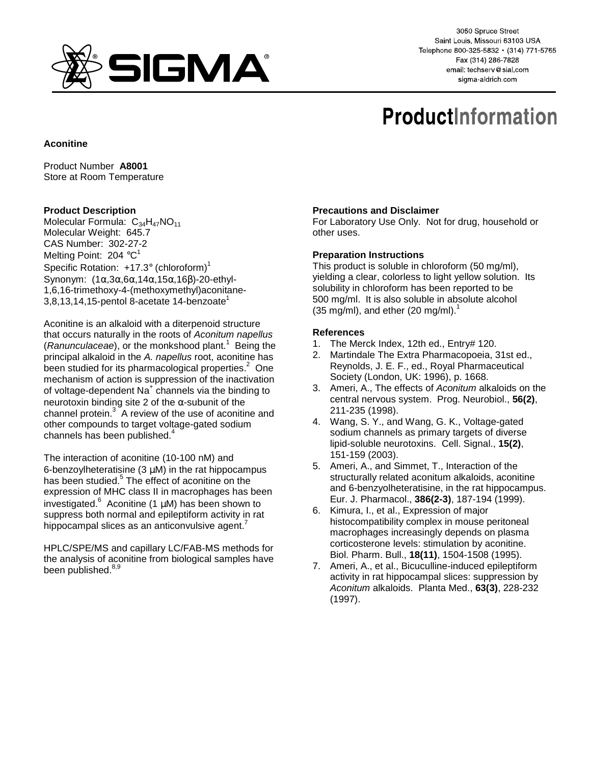3050 Spruce Street
Saint Louis, Missouri 63103 USA
Telephone 800-325-5832 • (314) 771-5765
Fax (314) 286-7828
email: techserv@sial.com
sigma-aldrich.com

# ProductInformation

**Aconitine**

Product Number **A8001**
Store at Room Temperature

### Product Description

Molecular Formula: $C_{34}H_{47}NO_{11}$
Molecular Weight: 645.7
CAS Number: 302-27-2
Melting Point: 204 °C[1]
Specific Rotation: +17.3° (chloroform)[1]
Synonym: (1α,3α,6α,14α,15α,16β)-20-ethyl-1,6,16-trimethoxy-4-(methoxymethyl)aconitane-3,8,13,14,15-pentol 8-acetate 14-benzoate[1]

Aconitine is an alkaloid with a diterpenoid structure that occurs naturally in the roots of *Aconitum napellus* (*Ranunculaceae*), or the monkshood plant.[1] Being the principal alkaloid in the *A. napellus* root, aconitine has been studied for its pharmacological properties.[2] One mechanism of action is suppression of the inactivation of voltage-dependent $Na^+$ channels via the binding to neurotoxin binding site 2 of the α-subunit of the channel protein.[3] A review of the use of aconitine and other compounds to target voltage-gated sodium channels has been published.[4]

The interaction of aconitine (10-100 nM) and 6-benzoylheteratisine (3 μM) in the rat hippocampus has been studied.[5] The effect of aconitine on the expression of MHC class II in macrophages has been investigated.[6] Aconitine (1 μM) has been shown to suppress both normal and epileptiform activity in rat hippocampal slices as an anticonvulsive agent.[7]

HPLC/SPE/MS and capillary LC/FAB-MS methods for the analysis of aconitine from biological samples have been published.[8,9]

### Precautions and Disclaimer

For Laboratory Use Only. Not for drug, household or other uses.

### Preparation Instructions

This product is soluble in chloroform (50 mg/ml), yielding a clear, colorless to light yellow solution. Its solubility in chloroform has been reported to be 500 mg/ml. It is also soluble in absolute alcohol (35 mg/ml), and ether (20 mg/ml).[1]

### References

1. The Merck Index, 12th ed., Entry# 120.
2. Martindale The Extra Pharmacopoeia, 31st ed., Reynolds, J. E. F., ed., Royal Pharmaceutical Society (London, UK: 1996), p. 1668.
3. Ameri, A., The effects of *Aconitum* alkaloids on the central nervous system. Prog. Neurobiol., **56(2)**, 211-235 (1998).
4. Wang, S. Y., and Wang, G. K., Voltage-gated sodium channels as primary targets of diverse lipid-soluble neurotoxins. Cell. Signal., **15(2)**, 151-159 (2003).
5. Ameri, A., and Simmet, T., Interaction of the structurally related aconitum alkaloids, aconitine and 6-benzylheteratisine, in the rat hippocampus. Eur. J. Pharmacol., **386(2-3)**, 187-194 (1999).
6. Kimura, I., et al., Expression of major histocompatibility complex in mouse peritoneal macrophages increasingly depends on plasma corticosterone levels: stimulation by aconitine. Biol. Pharm. Bull., **18(11)**, 1504-1508 (1995).
7. Ameri, A., et al., Bicuculline-induced epileptiform activity in rat hippocampal slices: suppression by *Aconitum* alkaloids. Planta Med., **63(3)**, 228-232 (1997).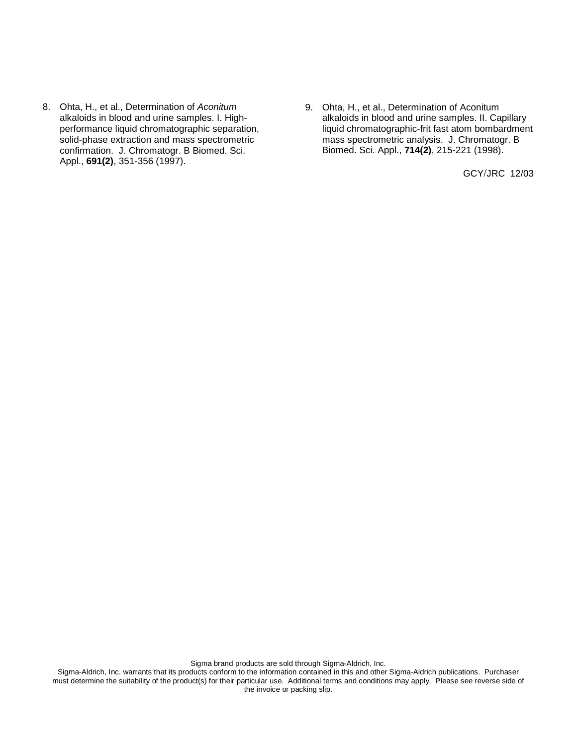8. Ohta, H., et al., Determination of *Aconitum* alkaloids in blood and urine samples. I. High-performance liquid chromatographic separation, solid-phase extraction and mass spectrometric confirmation. J. Chromatogr. B Biomed. Sci. Appl., **691(2)**, 351-356 (1997).

9. Ohta, H., et al., Determination of Aconitum alkaloids in blood and urine samples. II. Capillary liquid chromatographic-frit fast atom bombardment mass spectrometric analysis. J. Chromatogr. B Biomed. Sci. Appl., **714(2)**, 215-221 (1998).

GCY/JRC 12/03

Sigma brand products are sold through Sigma-Aldrich, Inc.
Sigma-Aldrich, Inc. warrants that its products conform to the information contained in this and other Sigma-Aldrich publications. Purchaser must determine the suitability of the product(s) for their particular use. Additional terms and conditions may apply. Please see reverse side of the invoice or packing slip.